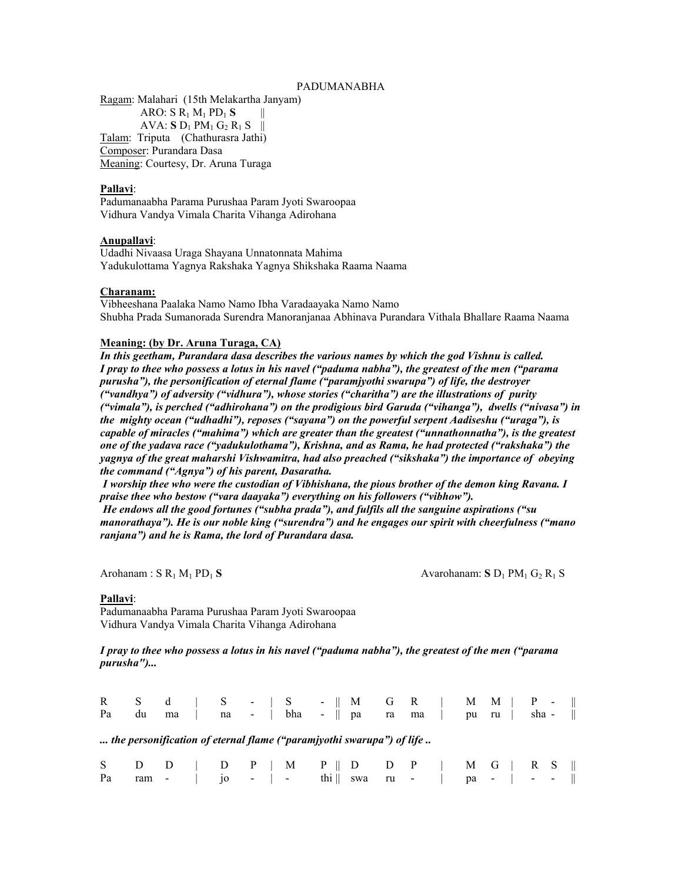PADUMANABHA

<u>Ragam</u>: Malahari (15th Melakartha Janyam)
ARO: S $R_1$ $M_1$ P$D_1$ **S** ||
AVA: **S** $D_1$ P$M_1$ $G_2$ $R_1$ S ||
<u>Talam</u>: Triputa (Chathurasra Jathi)
<u>Composer</u>: Purandara Dasa
<u>Meaning</u>: Courtesy, Dr. Aruna Turaga

**Pallavi**:
Padumanaabha Parama Purushaa Param Jyoti Swaroopaa
Vidhura Vandya Vimala Charita Vihanga Adirohana

**Anupallavi**:
Udadhi Nivaasa Uraga Shayana Unnatonnata Mahima
Yadukulottama Yagnya Rakshaka Yagnya Shikshaka Raama Naama

**Charanam:**
Vibheeshana Paalaka Namo Namo Ibha Varadaayaka Namo Namo
Shubha Prada Sumanorada Surendra Manoranjanaa Abhinava Purandara Vithala Bhallare Raama Naama

**Meaning: (by Dr. Aruna Turaga, CA)**

***In this geetham, Purandara dasa describes the various names by which the god Vishnu is called. I pray to thee who possess a lotus in his navel ("paduma nabha"), the greatest of the men ("parama purusha"), the personification of eternal flame ("paramjyothi swarupa") of life, the destroyer ("vandhya") of adversity ("vidhura"), whose stories ("charitha") are the illustrations of purity ("vimala"), is perched ("adhirohana") on the prodigious bird Garuda ("vihanga"), dwells ("nivasa") in the mighty ocean ("udhadhi"), reposes ("sayana") on the powerful serpent Aadiseshu ("uraga"), is capable of miracles ("mahima") which are greater than the greatest ("unnathonnatha"), is the greatest one of the yadava race ("yadukulothama"), Krishna, and as Rama, he had protected ("rakshaka") the yagnya of the great maharshi Vishwamitra, had also preached ("sikshaka") the importance of obeying the command ("Agnya") of his parent, Dasaratha.***

***I worship thee who were the custodian of Vibhishana, the pious brother of the demon king Ravana. I praise thee who bestow ("vara daayaka") everything on his followers ("vibhow").***

***He endows all the good fortunes ("subha prada"), and fulfils all the sanguine aspirations ("su manorathaya"). He is our noble king ("surendra") and he engages our spirit with cheerfulness ("mano ranjana") and he is Rama, the lord of Purandara dasa.***

Arohanam : S $R_1$ $M_1$ P$D_1$ **S**    Avarohanam: **S** $D_1$ P$M_1$ $G_2$ $R_1$ S

**Pallavi**:
Padumanaabha Parama Purushaa Param Jyoti Swaroopaa
Vidhura Vandya Vimala Charita Vihanga Adirohana

***I pray to thee who possess a lotus in his navel ("paduma nabha"), the greatest of the men ("parama purusha")...***

| R | S | d | \| | S | - | \| | S | - | \|\| | M | G | R | \| | M | M | \| | P | - | \|\| |
|---|---|---|---|---|---|---|---|---|---|---|---|---|---|---|---|---|---|---|---|---|
| Pa | du | ma | \| | na | - | \| | bha | - | \|\| | pa | ra | ma | \| | pu | ru | \| | sha | - | \|\| |

***... the personification of eternal flame ("paramjyothi swarupa") of life ..***

| S | D | D | \| | D | P | \| | M | P | \|\| | D | D | P | \| | M | G | \| | R | S | \|\| |
|---|---|---|---|---|---|---|---|---|---|---|---|---|---|---|---|---|---|---|---|---|
| Pa | ram | - | \| | jo | - | \| | - | thi | \|\| | swa | ru | - | \| | pa | - | \| | - | - | \|\| |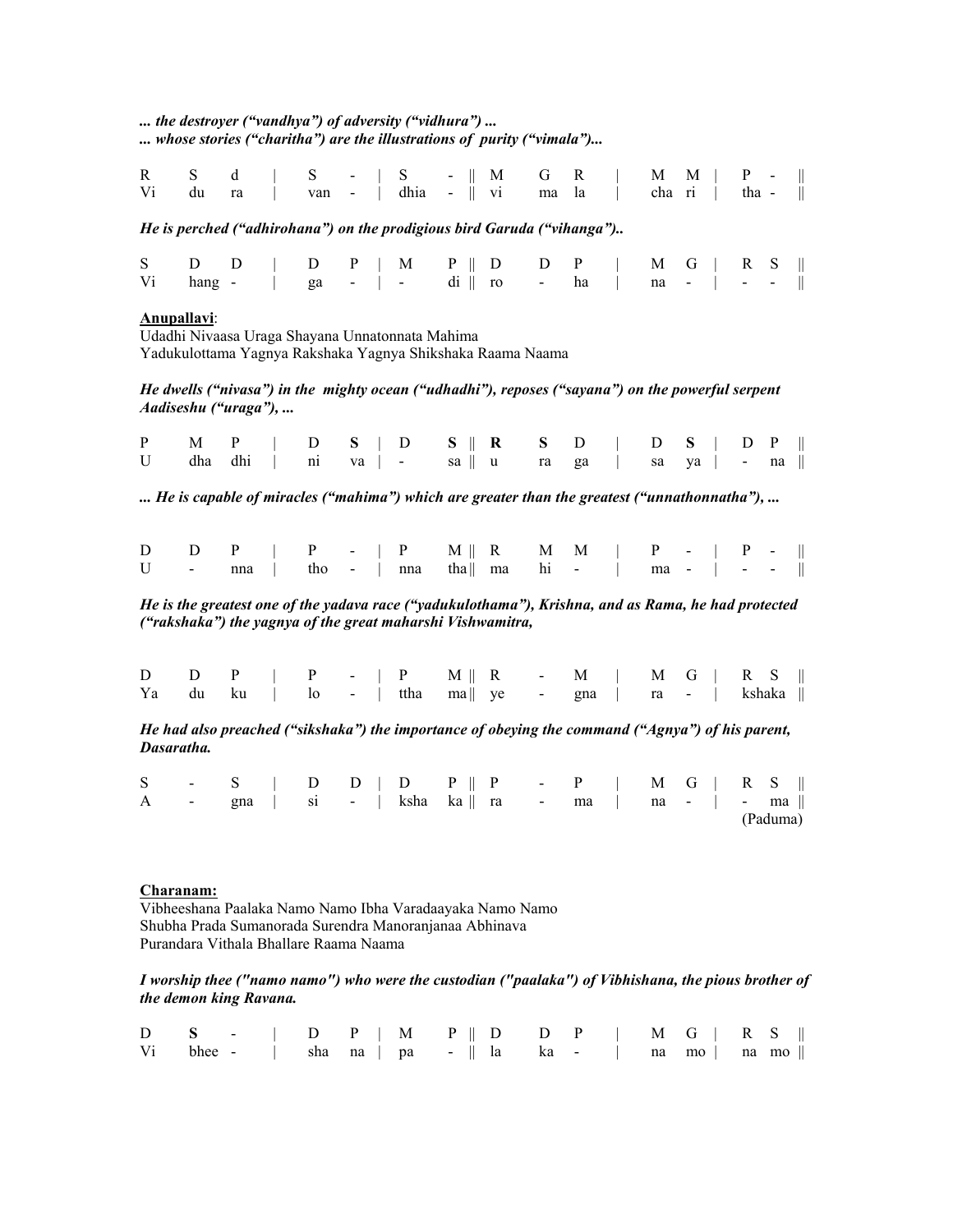***... the destroyer ("vandhya") of adversity ("vidhura") ...***
***... whose stories ("charitha") are the illustrations of purity ("vimala")...***

| R | S | d | \| | S | - | \| | S | - | \|\| | M | G | R | \| | M | M | \| | P | - | \|\| |
|---|---|---|---|---|---|---|---|---|---|---|---|---|---|---|---|---|---|---|---|
| Vi | du | ra | \| | van | - | \| | dhia | - | \|\| | vi | ma | la | \| | cha | ri | \| | tha | - | \|\| |

***He is perched ("adhirohana") on the prodigious bird Garuda ("vihanga")..***

| S | D | D | \| | D | P | \| | M | P | \|\| | D | D | P | \| | M | G | \| | R | S | \|\| |
|---|---|---|---|---|---|---|---|---|---|---|---|---|---|---|---|---|---|---|---|
| Vi | hang | - | \| | ga | - | \| | - | di | \|\| | ro | - | ha | \| | na | - | \| | - | - | \|\| |

**Anupallavi**:

Udadhi Nivaasa Uraga Shayana Unnatonnata Mahima
Yadukulottama Yagnya Rakshaka Yagnya Shikshaka Raama Naama

***He dwells ("nivasa") in the mighty ocean ("udhadhi"), reposes ("sayana") on the powerful serpent Aadiseshu ("uraga"), ...***

| P | M | P | \| | D | **S** | \| | D | **S** | \|\| | **R** | **S** | D | \| | D | **S** | \| | D | P | \|\| |
|---|---|---|---|---|---|---|---|---|---|---|---|---|---|---|---|---|---|---|---|
| U | dha | dhi | \| | ni | va | \| | - | sa | \|\| | u | ra | ga | \| | sa | ya | \| | - | na | \|\| |

***... He is capable of miracles ("mahima") which are greater than the greatest ("unnathonnatha"), ...***

| D | D | P | \| | P | - | \| | P | M | \|\| | R | M | M | \| | P | - | \| | P | - | \|\| |
|---|---|---|---|---|---|---|---|---|---|---|---|---|---|---|---|---|---|---|---|
| U | - | nna | \| | tho | - | \| | nna | tha | \|\| | ma | hi | - | \| | ma | - | \| | - | - | \|\| |

***He is the greatest one of the yadava race ("yadukulothama"), Krishna, and as Rama, he had protected ("rakshaka") the yagnya of the great maharshi Vishwamitra,***

| D | D | P | \| | P | - | \| | P | M | \|\| | R | - | M | \| | M | G | \| | R | S | \|\| |
|---|---|---|---|---|---|---|---|---|---|---|---|---|---|---|---|---|---|---|---|
| Ya | du | ku | \| | lo | - | \| | ttha | ma | \|\| | ye | - | gna | \| | ra | - | \| | kshaka | | \|\| |

***He had also preached ("sikshaka") the importance of obeying the command ("Agnya") of his parent, Dasaratha.***

| S | - | S | \| | D | D | \| | D | P | \|\| | P | - | P | \| | M | G | \| | R | S | \|\| |
|---|---|---|---|---|---|---|---|---|---|---|---|---|---|---|---|---|---|---|---|
| A | - | gna | \| | si | - | \| | ksha | ka | \|\| | ra | - | ma | \| | na | - | \| | - | ma | \|\| |

(Paduma)

**Charanam:**

Vibheeshana Paalaka Namo Namo Ibha Varadaayaka Namo Namo
Shubha Prada Sumanorada Surendra Manoranjanaa Abhinava
Purandara Vithala Bhallare Raama Naama

***I worship thee ("namo namo") who were the custodian ("paalaka") of Vibhishana, the pious brother of the demon king Ravana.***

| D | **S** | - | \| | D | P | \| | M | P | \|\| | D | D | P | \| | M | G | \| | R | S | \|\| |
|---|---|---|---|---|---|---|---|---|---|---|---|---|---|---|---|---|---|---|---|
| Vi | bhee | - | \| | sha | na | \| | pa | - | \|\| | la | ka | - | \| | na | mo | \| | na | mo | \|\| |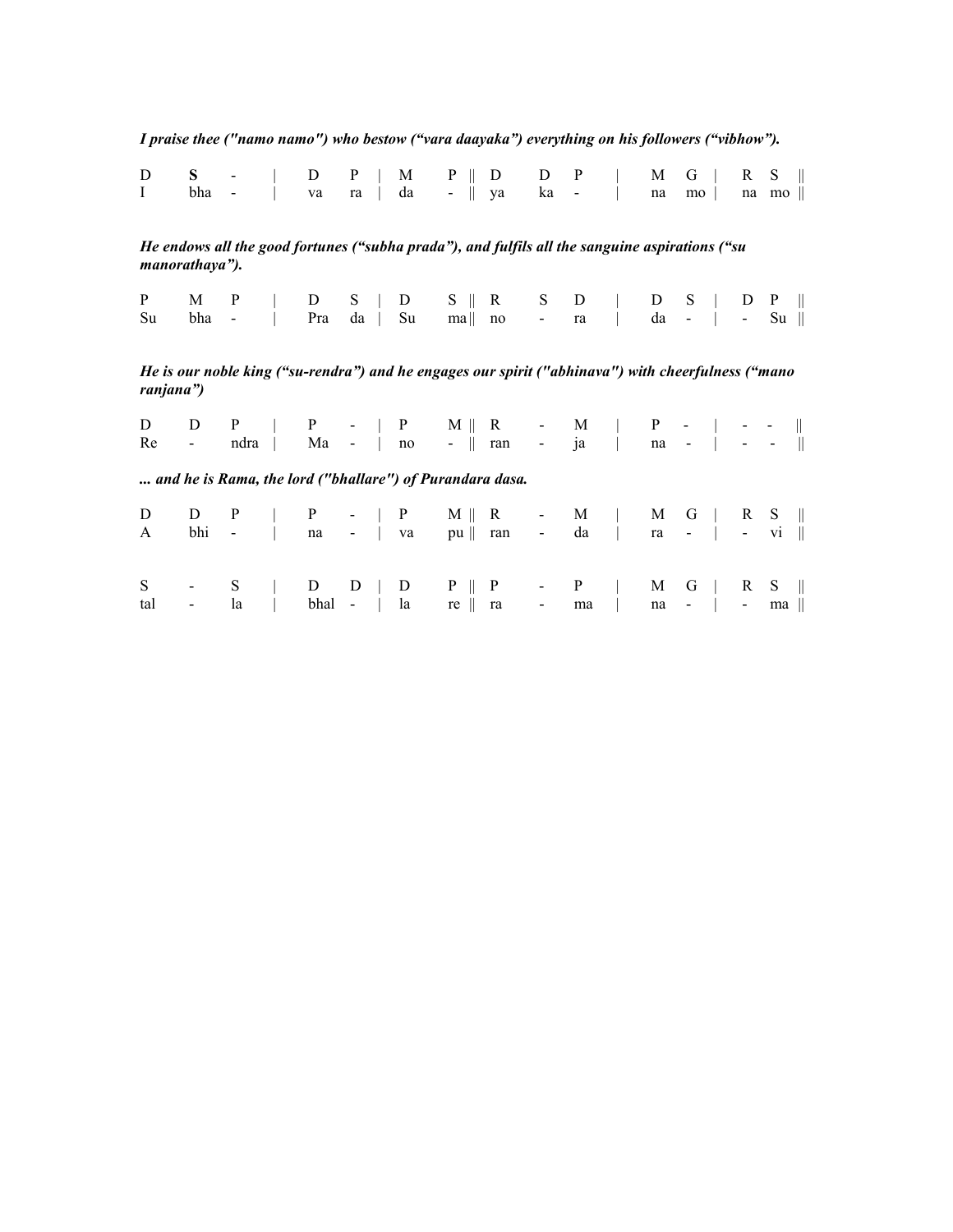***I praise thee ("namo namo") who bestow ("vara daayaka") everything on his followers ("vibhow").***

| | | | | | | | | | | | | | | | | | | | |
|---|---|---|---|---|---|---|---|---|---|---|---|---|---|---|---|---|---|---|---|
| D | **S** | - | \| | D | P | \| | M | P | \|\| | D | D | P | \| | M | G | \| | R | S | \|\| |
| I | bha | - | \| | va | ra | \| | da | - | \|\| | ya | ka | - | \| | na | mo | \| | na | mo | \|\| |

***He endows all the good fortunes ("subha prada"), and fulfils all the sanguine aspirations ("su manorathaya").***

| | | | | | | | | | | | | | | | | | | | |
|---|---|---|---|---|---|---|---|---|---|---|---|---|---|---|---|---|---|---|---|
| P | M | P | \| | D | S | \| | D | S | \|\| | R | S | D | \| | D | S | \| | D | P | \|\| |
| Su | bha | - | \| | Pra | da | \| | Su | ma | \|\| | no | - | ra | \| | da | - | \| | - | Su | \|\| |

***He is our noble king ("su-rendra") and he engages our spirit ("abhinava") with cheerfulness ("mano ranjana")***

| | | | | | | | | | | | | | | | | | | | |
|---|---|---|---|---|---|---|---|---|---|---|---|---|---|---|---|---|---|---|---|
| D | D | P | \| | P | - | \| | P | M | \|\| | R | - | M | \| | P | - | \| | - | - | \|\| |
| Re | - | ndra | \| | Ma | - | \| | no | - | \|\| | ran | - | ja | \| | na | - | \| | - | - | \|\| |

***... and he is Rama, the lord ("bhallare") of Purandara dasa.***

| | | | | | | | | | | | | | | | | | | | |
|---|---|---|---|---|---|---|---|---|---|---|---|---|---|---|---|---|---|---|---|
| D | D | P | \| | P | - | \| | P | M | \|\| | R | - | M | \| | M | G | \| | R | S | \|\| |
| A | bhi | - | \| | na | - | \| | va | pu | \|\| | ran | - | da | \| | ra | - | \| | - | vi | \|\| |
| S | - | S | \| | D | D | \| | D | P | \|\| | P | - | P | \| | M | G | \| | R | S | \|\| |
| tal | - | la | \| | bhal | - | \| | la | re | \|\| | ra | - | ma | \| | na | - | \| | - | ma | \|\| |